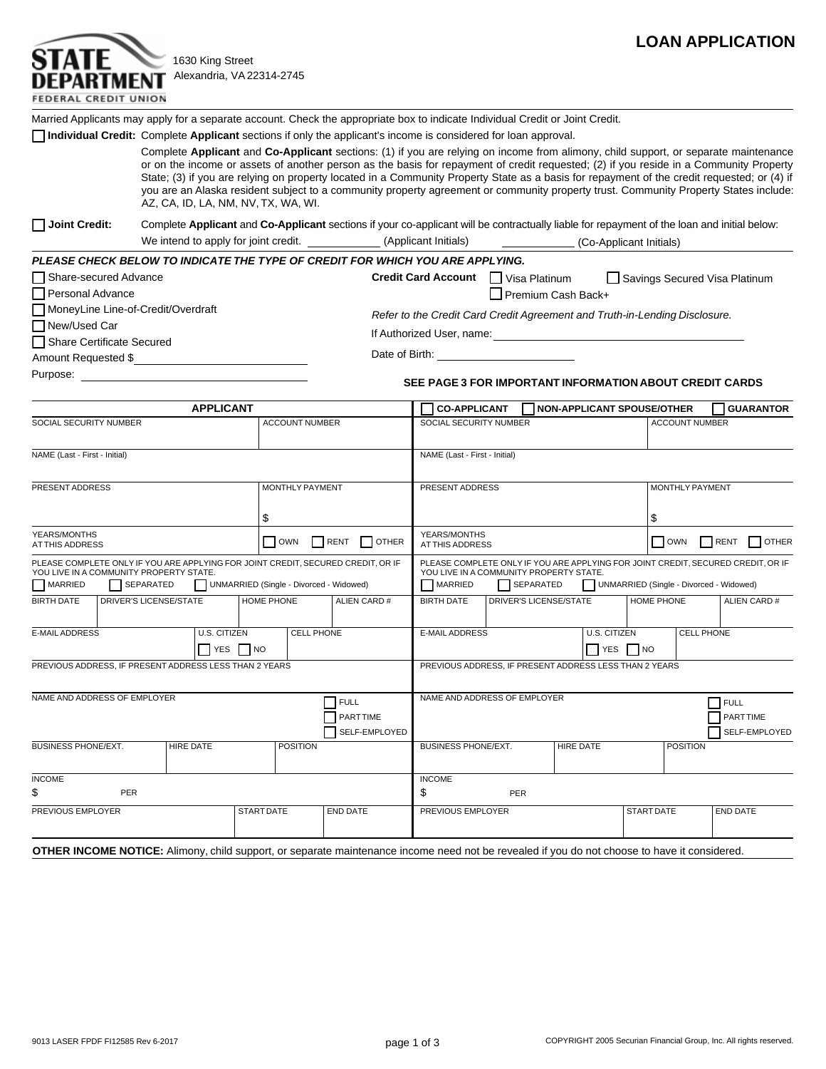**STATE DEPARTMENT FEDERAL CREDIT UNION**

1630 King Street
Alexandria, VA 22314-2745

# LOAN APPLICATION

Married Applicants may apply for a separate account. Check the appropriate box to indicate Individual Credit or Joint Credit.

☐ **Individual Credit:** Complete **Applicant** sections if only the applicant's income is considered for loan approval.

Complete **Applicant** and **Co-Applicant** sections: (1) if you are relying on income from alimony, child support, or separate maintenance or on the income or assets of another person as the basis for repayment of credit requested; (2) if you reside in a Community Property State; (3) if you are relying on property located in a Community Property State as a basis for repayment of the credit requested; or (4) if you are an Alaska resident subject to a community property agreement or community property trust. Community Property States include: AZ, CA, ID, LA, NM, NV, TX, WA, WI.

☐ **Joint Credit:** Complete **Applicant** and **Co-Applicant** sections if your co-applicant will be contractually liable for repayment of the loan and initial below:

We intend to apply for joint credit. ____________ (Applicant Initials) ____________ (Co-Applicant Initials)

***PLEASE CHECK BELOW TO INDICATE THE TYPE OF CREDIT FOR WHICH YOU ARE APPLYING.***

☐ Share-secured Advance
☐ Personal Advance
☐ MoneyLine Line-of-Credit/Overdraft
☐ New/Used Car
☐ Share Certificate Secured

Amount Requested $ ____________________

Purpose: ____________________

**Credit Card Account** ☐ Visa Platinum ☐ Savings Secured Visa Platinum ☐ Premium Cash Back+

*Refer to the Credit Card Credit Agreement and Truth-in-Lending Disclosure.*

If Authorized User, name: ____________________

Date of Birth: ____________________

**SEE PAGE 3 FOR IMPORTANT INFORMATION ABOUT CREDIT CARDS**

| **APPLICANT** | **☐ CO-APPLICANT ☐ NON-APPLICANT SPOUSE/OTHER ☐ GUARANTOR** |
|---|---|
| SOCIAL SECURITY NUMBER / ACCOUNT NUMBER | SOCIAL SECURITY NUMBER / ACCOUNT NUMBER |
| NAME (Last - First - Initial) | NAME (Last - First - Initial) |
| PRESENT ADDRESS / MONTHLY PAYMENT $ | PRESENT ADDRESS / MONTHLY PAYMENT $ |
| YEARS/MONTHS AT THIS ADDRESS ☐ OWN ☐ RENT ☐ OTHER | YEARS/MONTHS AT THIS ADDRESS ☐ OWN ☐ RENT ☐ OTHER |
| PLEASE COMPLETE ONLY IF YOU ARE APPLYING FOR JOINT CREDIT, SECURED CREDIT, OR IF YOU LIVE IN A COMMUNITY PROPERTY STATE. ☐ MARRIED ☐ SEPARATED ☐ UNMARRIED (Single - Divorced - Widowed) | PLEASE COMPLETE ONLY IF YOU ARE APPLYING FOR JOINT CREDIT, SECURED CREDIT, OR IF YOU LIVE IN A COMMUNITY PROPERTY STATE. ☐ MARRIED ☐ SEPARATED ☐ UNMARRIED (Single - Divorced - Widowed) |
| BIRTH DATE / DRIVER'S LICENSE/STATE / HOME PHONE / ALIEN CARD # | BIRTH DATE / DRIVER'S LICENSE/STATE / HOME PHONE / ALIEN CARD # |
| E-MAIL ADDRESS / U.S. CITIZEN ☐ YES ☐ NO / CELL PHONE | E-MAIL ADDRESS / U.S. CITIZEN ☐ YES ☐ NO / CELL PHONE |
| PREVIOUS ADDRESS, IF PRESENT ADDRESS LESS THAN 2 YEARS | PREVIOUS ADDRESS, IF PRESENT ADDRESS LESS THAN 2 YEARS |
| NAME AND ADDRESS OF EMPLOYER ☐ FULL ☐ PART TIME ☐ SELF-EMPLOYED | NAME AND ADDRESS OF EMPLOYER ☐ FULL ☐ PART TIME ☐ SELF-EMPLOYED |
| BUSINESS PHONE/EXT. / HIRE DATE / POSITION | BUSINESS PHONE/EXT. / HIRE DATE / POSITION |
| INCOME $ PER | INCOME $ PER |
| PREVIOUS EMPLOYER / START DATE / END DATE | PREVIOUS EMPLOYER / START DATE / END DATE |

**OTHER INCOME NOTICE:** Alimony, child support, or separate maintenance income need not be revealed if you do not choose to have it considered.

9013 LASER FPDF FI12585 Rev 6-2017

COPYRIGHT 2005 Securian Financial Group, Inc. All rights reserved.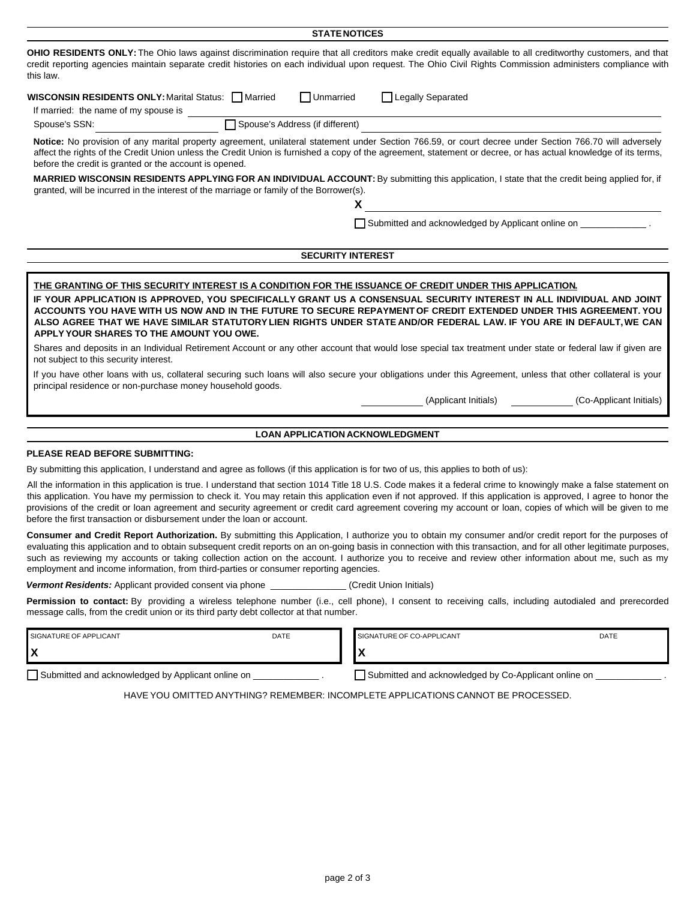## STATE NOTICES

**OHIO RESIDENTS ONLY:** The Ohio laws against discrimination require that all creditors make credit equally available to all creditworthy customers, and that credit reporting agencies maintain separate credit histories on each individual upon request. The Ohio Civil Rights Commission administers compliance with this law.

**WISCONSIN RESIDENTS ONLY:** Marital Status: ☐ Married ☐ Unmarried ☐ Legally Separated

If married: the name of my spouse is ____________________

Spouse's SSN: ____________________ ☐ Spouse's Address (if different) ____________________

**Notice:** No provision of any marital property agreement, unilateral statement under Section 766.59, or court decree under Section 766.70 will adversely affect the rights of the Credit Union unless the Credit Union is furnished a copy of the agreement, statement or decree, or has actual knowledge of its terms, before the credit is granted or the account is opened.

**MARRIED WISCONSIN RESIDENTS APPLYING FOR AN INDIVIDUAL ACCOUNT:** By submitting this application, I state that the credit being applied for, if granted, will be incurred in the interest of the marriage or family of the Borrower(s).

**X** ____________________

☐ Submitted and acknowledged by Applicant online on ____________ .

## SECURITY INTEREST

**THE GRANTING OF THIS SECURITY INTEREST IS A CONDITION FOR THE ISSUANCE OF CREDIT UNDER THIS APPLICATION.**

**IF YOUR APPLICATION IS APPROVED, YOU SPECIFICALLY GRANT US A CONSENSUAL SECURITY INTEREST IN ALL INDIVIDUAL AND JOINT ACCOUNTS YOU HAVE WITH US NOW AND IN THE FUTURE TO SECURE REPAYMENT OF CREDIT EXTENDED UNDER THIS AGREEMENT. YOU ALSO AGREE THAT WE HAVE SIMILAR STATUTORY LIEN RIGHTS UNDER STATE AND/OR FEDERAL LAW. IF YOU ARE IN DEFAULT, WE CAN APPLY YOUR SHARES TO THE AMOUNT YOU OWE.**

Shares and deposits in an Individual Retirement Account or any other account that would lose special tax treatment under state or federal law if given are not subject to this security interest.

If you have other loans with us, collateral securing such loans will also secure your obligations under this Agreement, unless that other collateral is your principal residence or non-purchase money household goods.

____________ (Applicant Initials) ____________ (Co-Applicant Initials)

## LOAN APPLICATION ACKNOWLEDGMENT

**PLEASE READ BEFORE SUBMITTING:**

By submitting this application, I understand and agree as follows (if this application is for two of us, this applies to both of us):

All the information in this application is true. I understand that section 1014 Title 18 U.S. Code makes it a federal crime to knowingly make a false statement on this application. You have my permission to check it. You may retain this application even if not approved. If this application is approved, I agree to honor the provisions of the credit or loan agreement and security agreement or credit card agreement covering my account or loan, copies of which will be given to me before the first transaction or disbursement under the loan or account.

**Consumer and Credit Report Authorization.** By submitting this Application, I authorize you to obtain my consumer and/or credit report for the purposes of evaluating this application and to obtain subsequent credit reports on an on-going basis in connection with this transaction, and for all other legitimate purposes, such as reviewing my accounts or taking collection action on the account. I authorize you to receive and review other information about me, such as my employment and income information, from third-parties or consumer reporting agencies.

***Vermont Residents:*** Applicant provided consent via phone ______________ (Credit Union Initials)

**Permission to contact:** By providing a wireless telephone number (i.e., cell phone), I consent to receiving calls, including autodialed and prerecorded message calls, from the credit union or its third party debt collector at that number.

| SIGNATURE OF APPLICANT | DATE | SIGNATURE OF CO-APPLICANT | DATE |
|---|---|---|---|
| **X** | | **X** | |

☐ Submitted and acknowledged by Applicant online on ____________ .

☐ Submitted and acknowledged by Co-Applicant online on ____________ .

HAVE YOU OMITTED ANYTHING? REMEMBER: INCOMPLETE APPLICATIONS CANNOT BE PROCESSED.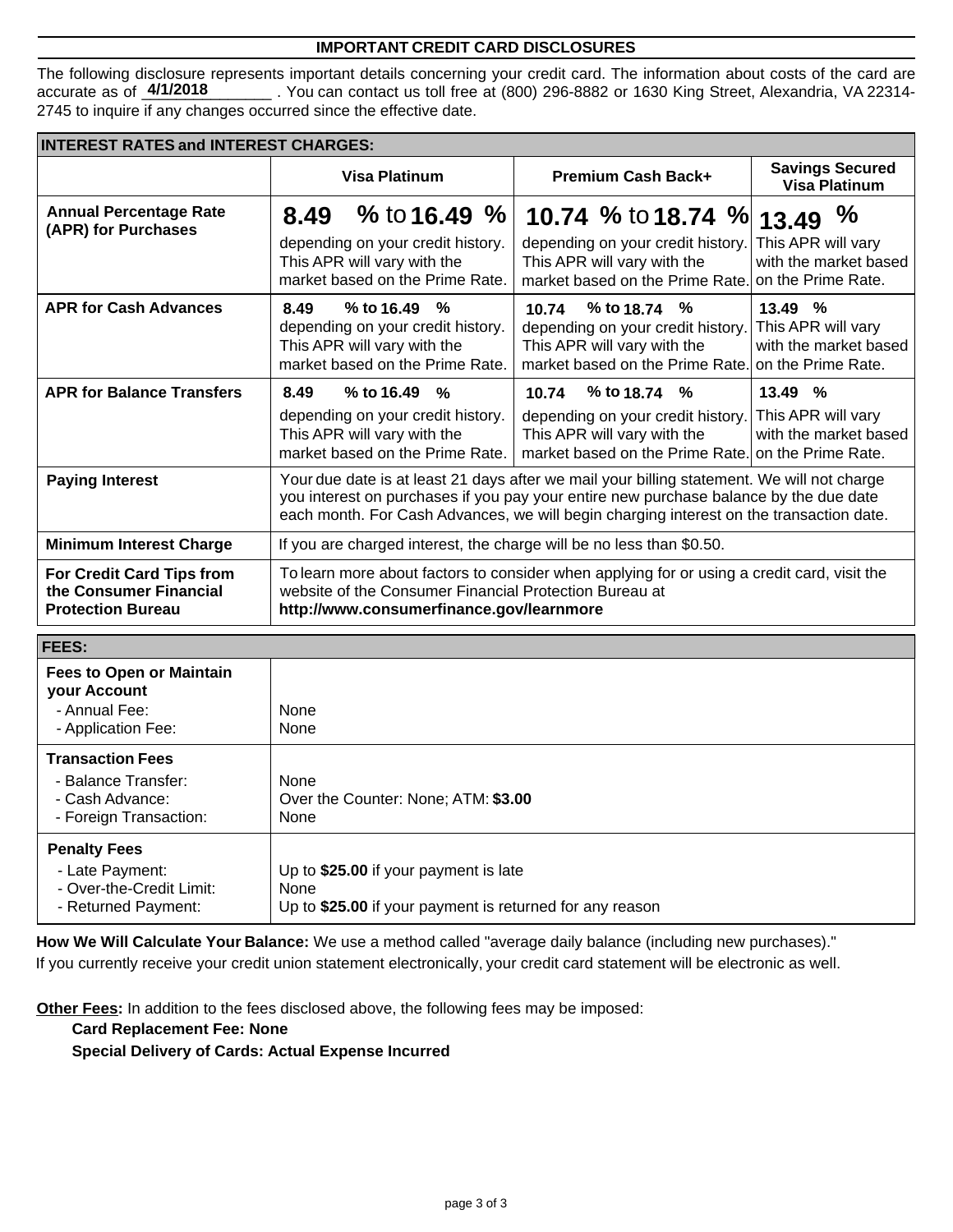## IMPORTANT CREDIT CARD DISCLOSURES

The following disclosure represents important details concerning your credit card. The information about costs of the card are accurate as of **4/1/2018**. You can contact us toll free at (800) 296-8882 or 1630 King Street, Alexandria, VA 22314-2745 to inquire if any changes occurred since the effective date.

| INTEREST RATES and INTEREST CHARGES: | | | |
|---|---|---|---|
| | **Visa Platinum** | **Premium Cash Back+** | **Savings Secured Visa Platinum** |
| **Annual Percentage Rate (APR) for Purchases** | **8.49 %** to **16.49 %** depending on your credit history. This APR will vary with the market based on the Prime Rate. | **10.74 %** to **18.74 %** depending on your credit history. This APR will vary with the market based on the Prime Rate. | **13.49 %** This APR will vary with the market based on the Prime Rate. |
| **APR for Cash Advances** | **8.49 % to 16.49 %** depending on your credit history. This APR will vary with the market based on the Prime Rate. | **10.74 % to 18.74 %** depending on your credit history. This APR will vary with the market based on the Prime Rate. | **13.49 %** This APR will vary with the market based on the Prime Rate. |
| **APR for Balance Transfers** | **8.49 % to 16.49 %** depending on your credit history. This APR will vary with the market based on the Prime Rate. | **10.74 % to 18.74 %** depending on your credit history. This APR will vary with the market based on the Prime Rate. | **13.49 %** This APR will vary with the market based on the Prime Rate. |
| **Paying Interest** | Your due date is at least 21 days after we mail your billing statement. We will not charge you interest on purchases if you pay your entire new purchase balance by the due date each month. For Cash Advances, we will begin charging interest on the transaction date. | | |
| **Minimum Interest Charge** | If you are charged interest, the charge will be no less than $0.50. | | |
| **For Credit Card Tips from the Consumer Financial Protection Bureau** | To learn more about factors to consider when applying for or using a credit card, visit the website of the Consumer Financial Protection Bureau at **http://www.consumerfinance.gov/learnmore** | | |

| FEES: | |
|---|---|
| **Fees to Open or Maintain your Account** | |
| - Annual Fee: | None |
| - Application Fee: | None |
| **Transaction Fees** | |
| - Balance Transfer: | None |
| - Cash Advance: | Over the Counter: None; ATM: **$3.00** |
| - Foreign Transaction: | None |
| **Penalty Fees** | |
| - Late Payment: | Up to **$25.00** if your payment is late |
| - Over-the-Credit Limit: | None |
| - Returned Payment: | Up to **$25.00** if your payment is returned for any reason |

**How We Will Calculate Your Balance:** We use a method called "average daily balance (including new purchases)."
If you currently receive your credit union statement electronically, your credit card statement will be electronic as well.

**Other Fees:** In addition to the fees disclosed above, the following fees may be imposed:

**Card Replacement Fee: None**
**Special Delivery of Cards: Actual Expense Incurred**